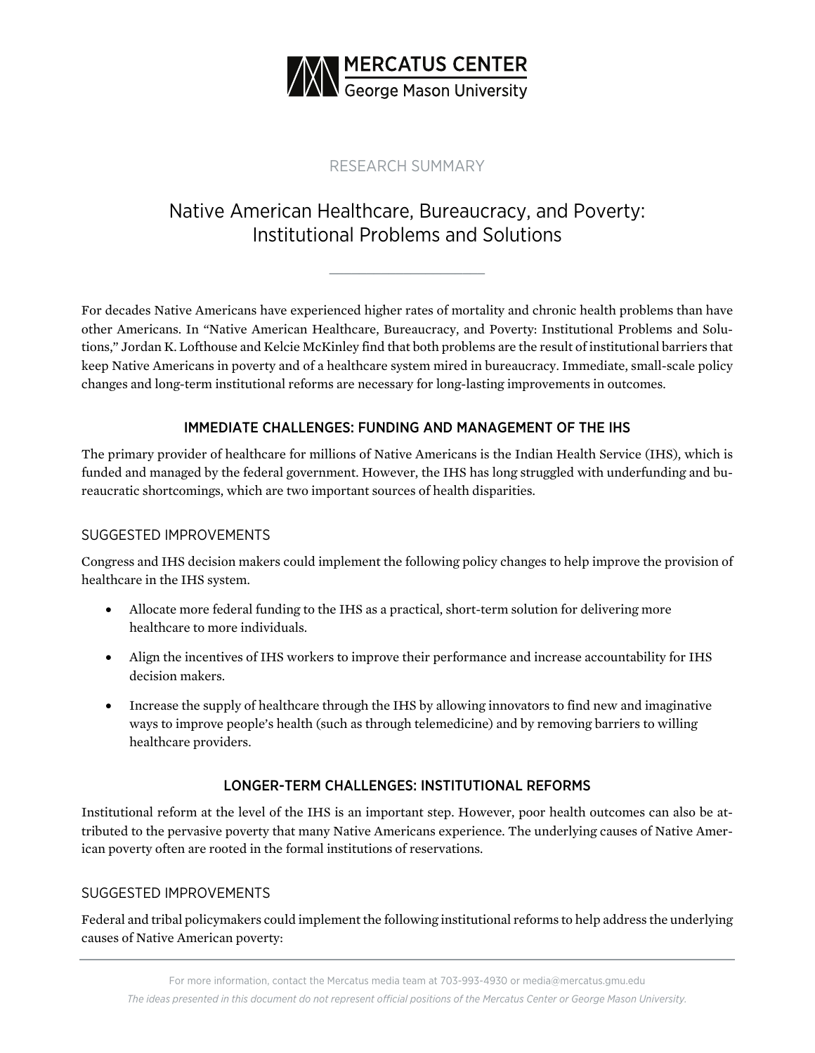MERCATUS CENTER
George Mason University

RESEARCH SUMMARY

# Native American Healthcare, Bureaucracy, and Poverty: Institutional Problems and Solutions

For decades Native Americans have experienced higher rates of mortality and chronic health problems than have other Americans. In "Native American Healthcare, Bureaucracy, and Poverty: Institutional Problems and Solutions," Jordan K. Lofthouse and Kelcie McKinley find that both problems are the result of institutional barriers that keep Native Americans in poverty and of a healthcare system mired in bureaucracy. Immediate, small-scale policy changes and long-term institutional reforms are necessary for long-lasting improvements in outcomes.

## IMMEDIATE CHALLENGES: FUNDING AND MANAGEMENT OF THE IHS

The primary provider of healthcare for millions of Native Americans is the Indian Health Service (IHS), which is funded and managed by the federal government. However, the IHS has long struggled with underfunding and bureaucratic shortcomings, which are two important sources of health disparities.

### SUGGESTED IMPROVEMENTS

Congress and IHS decision makers could implement the following policy changes to help improve the provision of healthcare in the IHS system.

- Allocate more federal funding to the IHS as a practical, short-term solution for delivering more healthcare to more individuals.
- Align the incentives of IHS workers to improve their performance and increase accountability for IHS decision makers.
- Increase the supply of healthcare through the IHS by allowing innovators to find new and imaginative ways to improve people's health (such as through telemedicine) and by removing barriers to willing healthcare providers.

## LONGER-TERM CHALLENGES: INSTITUTIONAL REFORMS

Institutional reform at the level of the IHS is an important step. However, poor health outcomes can also be attributed to the pervasive poverty that many Native Americans experience. The underlying causes of Native American poverty often are rooted in the formal institutions of reservations.

### SUGGESTED IMPROVEMENTS

Federal and tribal policymakers could implement the following institutional reforms to help address the underlying causes of Native American poverty:

For more information, contact the Mercatus media team at 703-993-4930 or media@mercatus.gmu.edu

*The ideas presented in this document do not represent official positions of the Mercatus Center or George Mason University.*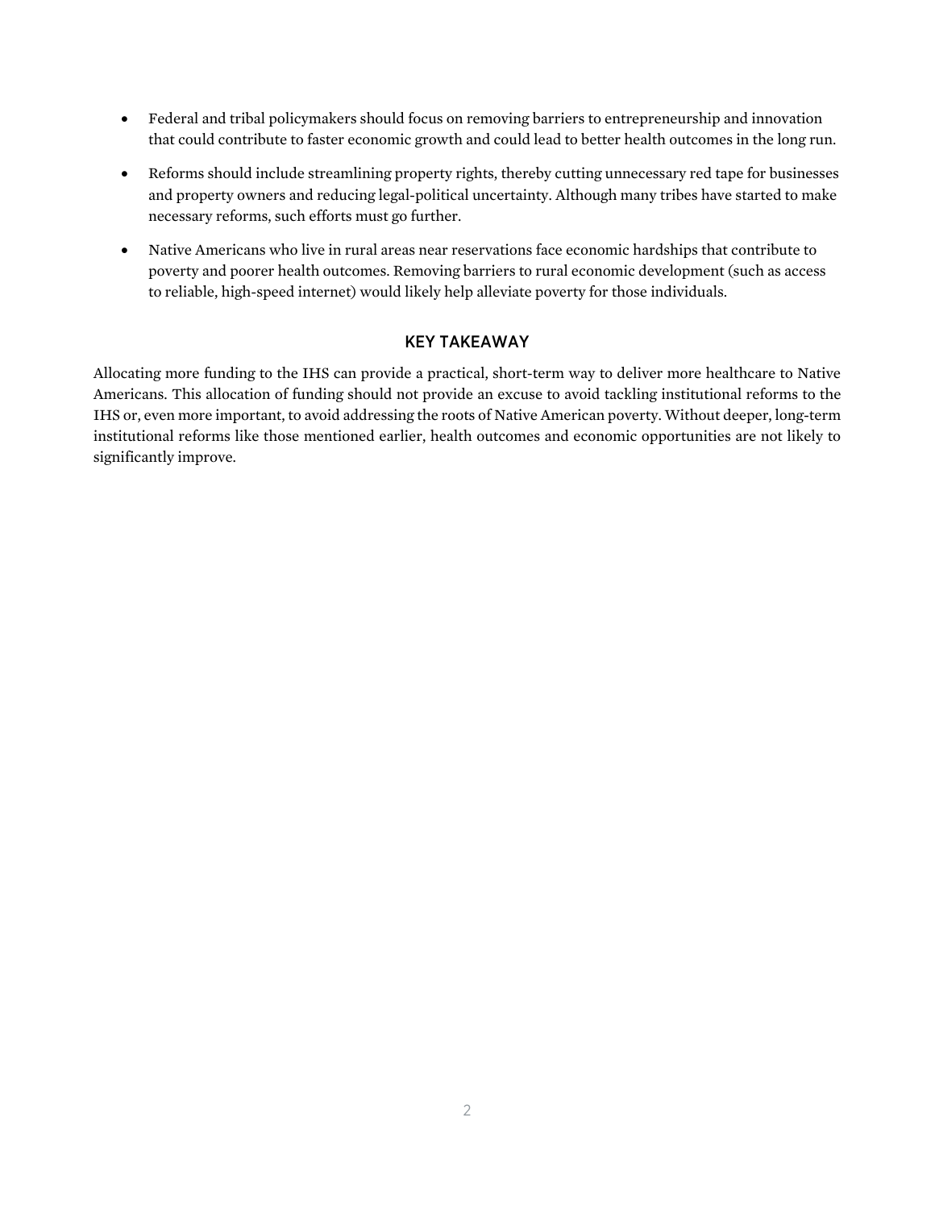- Federal and tribal policymakers should focus on removing barriers to entrepreneurship and innovation that could contribute to faster economic growth and could lead to better health outcomes in the long run.
- Reforms should include streamlining property rights, thereby cutting unnecessary red tape for businesses and property owners and reducing legal-political uncertainty. Although many tribes have started to make necessary reforms, such efforts must go further.
- Native Americans who live in rural areas near reservations face economic hardships that contribute to poverty and poorer health outcomes. Removing barriers to rural economic development (such as access to reliable, high-speed internet) would likely help alleviate poverty for those individuals.

## KEY TAKEAWAY

Allocating more funding to the IHS can provide a practical, short-term way to deliver more healthcare to Native Americans. This allocation of funding should not provide an excuse to avoid tackling institutional reforms to the IHS or, even more important, to avoid addressing the roots of Native American poverty. Without deeper, long-term institutional reforms like those mentioned earlier, health outcomes and economic opportunities are not likely to significantly improve.